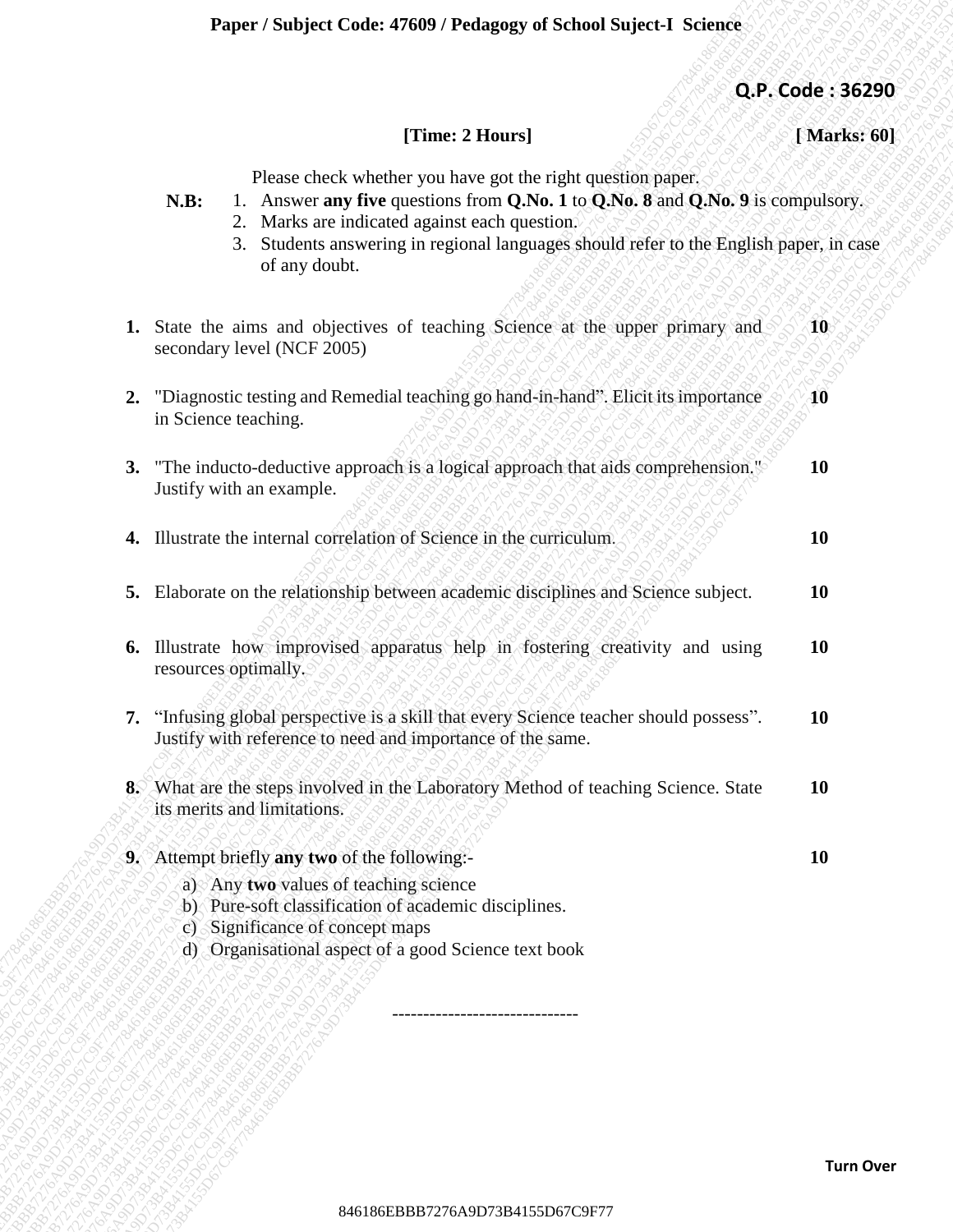**Paper / Subject Code: 47609 / Pedagogy of School Suject-I Science**

**Q.P. Code : 36290**

**[Time: 2 Hours]** **[ Marks: 60]**

Please check whether you have got the right question paper.

**N.B:**
1. Answer **any five** questions from **Q.No. 1** to **Q.No. 8** and **Q.No. 9** is compulsory.
2. Marks are indicated against each question.
3. Students answering in regional languages should refer to the English paper, in case of any doubt.

| | | |
|---|---|---|
| **1.** | State the aims and objectives of teaching Science at the upper primary and secondary level (NCF 2005) | **10** |
| **2.** | "Diagnostic testing and Remedial teaching go hand-in-hand". Elicit its importance in Science teaching. | **10** |
| **3.** | "The inducto-deductive approach is a logical approach that aids comprehension." Justify with an example. | **10** |
| **4.** | Illustrate the internal correlation of Science in the curriculum. | **10** |
| **5.** | Elaborate on the relationship between academic disciplines and Science subject. | **10** |
| **6.** | Illustrate how improvised apparatus help in fostering creativity and using resources optimally. | **10** |
| **7.** | "Infusing global perspective is a skill that every Science teacher should possess". Justify with reference to need and importance of the same. | **10** |
| **8.** | What are the steps involved in the Laboratory Method of teaching Science. State its merits and limitations. | **10** |
| **9.** | Attempt briefly **any two** of the following:- | **10** |

a) Any **two** values of teaching science

b) Pure-soft classification of academic disciplines.

c) Significance of concept maps

d) Organisational aspect of a good Science text book

------------------------------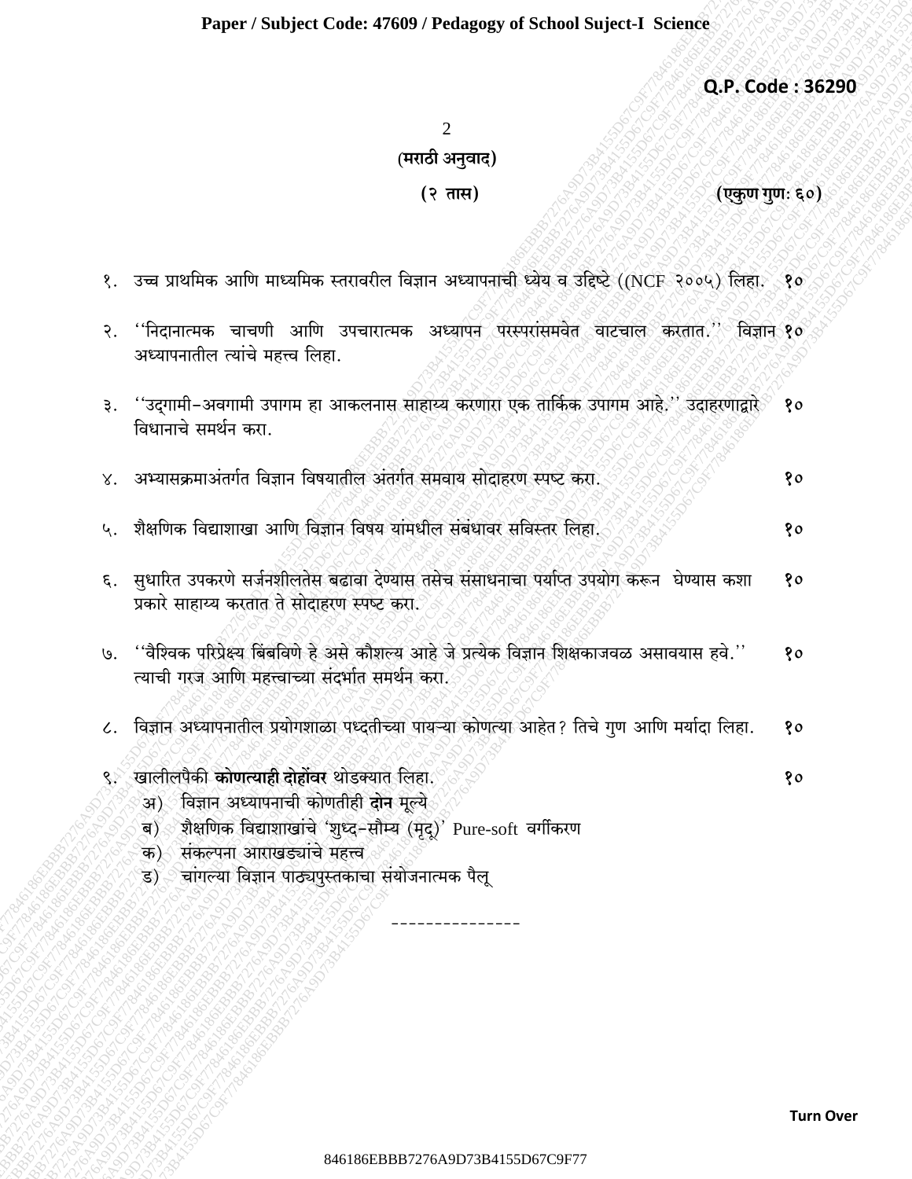**Q.P. Code : 36290**

**(मराठी अनुवाद)**

**(२ तास)** **(एकुण गुणः ६०)**

१. उच्च प्राथमिक आणि माध्यमिक स्तरावरील विज्ञान अध्यापनाची ध्येय व उद्दिष्टे ((NCF २००५) लिहा. **१०**

२. ''निदानात्मक चाचणी आणि उपचारात्मक अध्यापन परस्परांसमवेत वाटचाल करतात.'' विज्ञान अध्यापनातील त्यांचे महत्त्व लिहा. **१०**

३. ''उद्गामी–अवगामी उपागम हा आकलनास साहाय्य करणारा एक तार्किक उपागम आहे.'' उदाहरणाद्वारे विधानाचे समर्थन करा. १०

४. अभ्यासक्रमाअंतर्गत विज्ञान विषयातील अंतर्गत समवाय सोदाहरण स्पष्ट करा. १०

५. शैक्षणिक विद्याशाखा आणि विज्ञान विषय यांमधील संबंधावर सविस्तर लिहा. १०

६. सुधारित उपकरणे सर्जनशीलतेस बढावा देण्यास तसेच संसाधनाचा पर्याप्त उपयोग करून घेण्यास कशा प्रकारे साहाय्य करतात ते सोदाहरण स्पष्ट करा. १०

७. ''वैश्विक परिप्रेक्ष्य बिंबविणे हे असे कौशल्य आहे जे प्रत्येक विज्ञान शिक्षकाजवळ असावयास हवे.'' त्याची गरज आणि महत्त्वाच्या संदर्भात समर्थन करा. १०

८. विज्ञान अध्यापनातील प्रयोगशाळा पध्दतीच्या पायऱ्या कोणत्या आहेत? तिचे गुण आणि मर्यादा लिहा. १०

९. खालीलपैकी **कोणत्याही दोहोंवर** थोडक्यात लिहा. १०

अ) विज्ञान अध्यापनाची कोणतीही **दोन** मूल्ये

ब) शैक्षणिक विद्याशाखांचे 'शुध्द–सौम्य (मृदू)' Pure-soft वर्गीकरण

क) संकल्पना आराखड्यांचे महत्त्व

ड) चांगल्या विज्ञान पाठ्यपुस्तकाचा संयोजनात्मक पैलू

---------------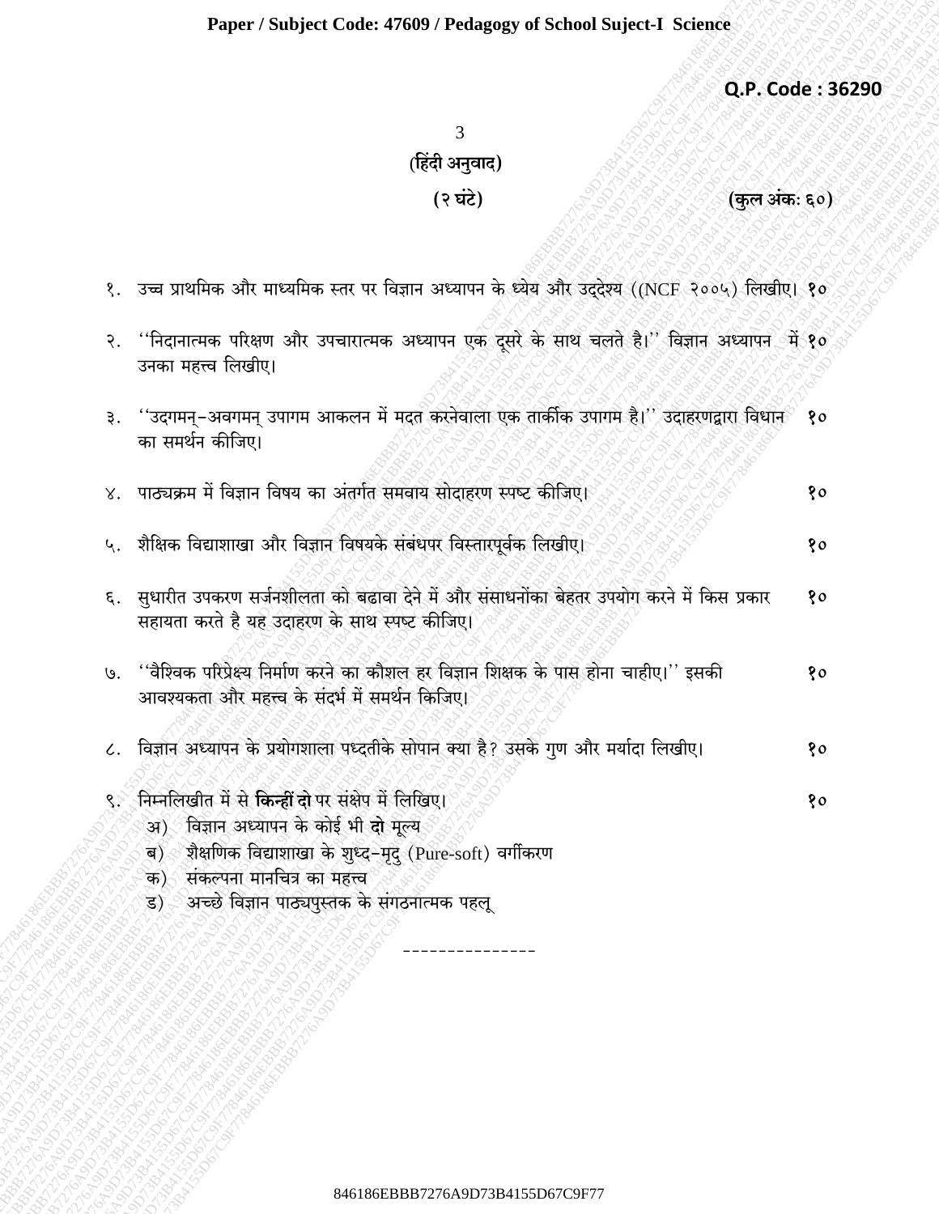**Q.P. Code : 36290**

**(हिंदी अनुवाद)**

**(२ घंटे)** **(कुल अंकः ६०)**

१. उच्च प्राथमिक और माध्यमिक स्तर पर विज्ञान अध्यापन के ध्येय और उद्देश्य ((NCF २००५) लिखीए। **१०**

२. ''निदानात्मक परिक्षण और उपचारात्मक अध्यापन एक दूसरे के साथ चलते है।'' विज्ञान अध्यापन में उनका महत्त्व लिखीए। **१०**

३. ''उदगमन्-अवगमन् उपागम आकलन में मदत करनेवाला एक तार्कीक उपागम है।'' उदाहरणद्वारा विधान का समर्थन कीजिए। १०

४. पाठ्यक्रम में विज्ञान विषय का अंतर्गत समवाय सोदाहरण स्पष्ट कीजिए। १०

५. शैक्षिक विद्याशाखा और विज्ञान विषयके संबंधपर विस्तारपूर्वक लिखीए। १०

६. सुधारीत उपकरण सर्जनशीलता को बढावा देने में और संसाधनोंका बेहतर उपयोग करने में किस प्रकार सहायता करते है यह उदाहरण के साथ स्पष्ट कीजिए। १०

७. ''वैश्विक परिप्रेक्ष्य निर्माण करने का कौशल हर विज्ञान शिक्षक के पास होना चाहीए।'' इसकी आवश्यकता और महत्त्व के संदर्भ में समर्थन किजिए। १०

८. विज्ञान अध्यापन के प्रयोगशाला पध्दतीके सोपान क्या है? उसके गुण और मर्यादा लिखीए। १०

९. निम्नलिखीत में से **किन्हीं दो** पर संक्षेप में लिखिए। १०

अ) विज्ञान अध्यापन के कोई भी **दो** मूल्य

ब) शैक्षणिक विद्याशाखा के शुध्द-मृदु (Pure-soft) वर्गीकरण

क) संकल्पना मानचित्र का महत्त्व

ड) अच्छे विज्ञान पाठ्यपुस्तक के संगठनात्मक पहलू

---------------